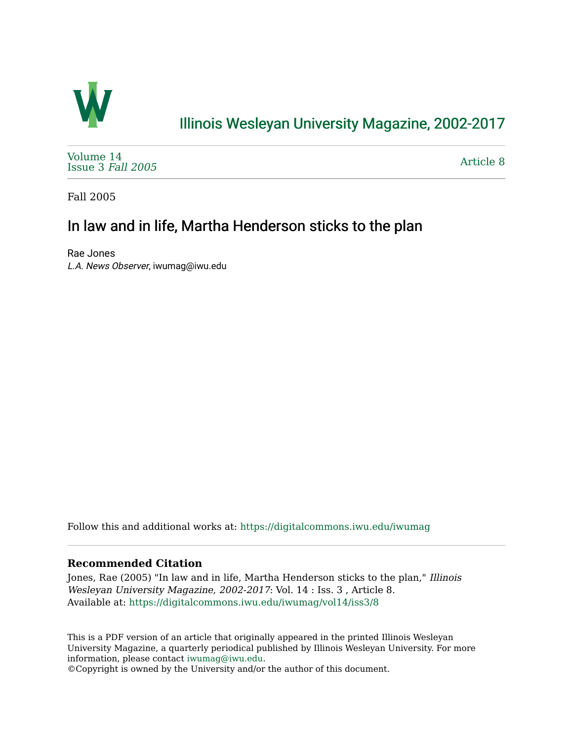# Illinois Wesleyan University Magazine, 2002-2017

Volume 14
Issue 3 *Fall 2005*

Article 8

Fall 2005

## In law and in life, Martha Henderson sticks to the plan

Rae Jones
*L.A. News Observer*, iwumag@iwu.edu

Follow this and additional works at: https://digitalcommons.iwu.edu/iwumag

### Recommended Citation

Jones, Rae (2005) "In law and in life, Martha Henderson sticks to the plan," *Illinois Wesleyan University Magazine, 2002-2017*: Vol. 14 : Iss. 3 , Article 8.
Available at: https://digitalcommons.iwu.edu/iwumag/vol14/iss3/8

This is a PDF version of an article that originally appeared in the printed Illinois Wesleyan University Magazine, a quarterly periodical published by Illinois Wesleyan University. For more information, please contact iwumag@iwu.edu.
©Copyright is owned by the University and/or the author of this document.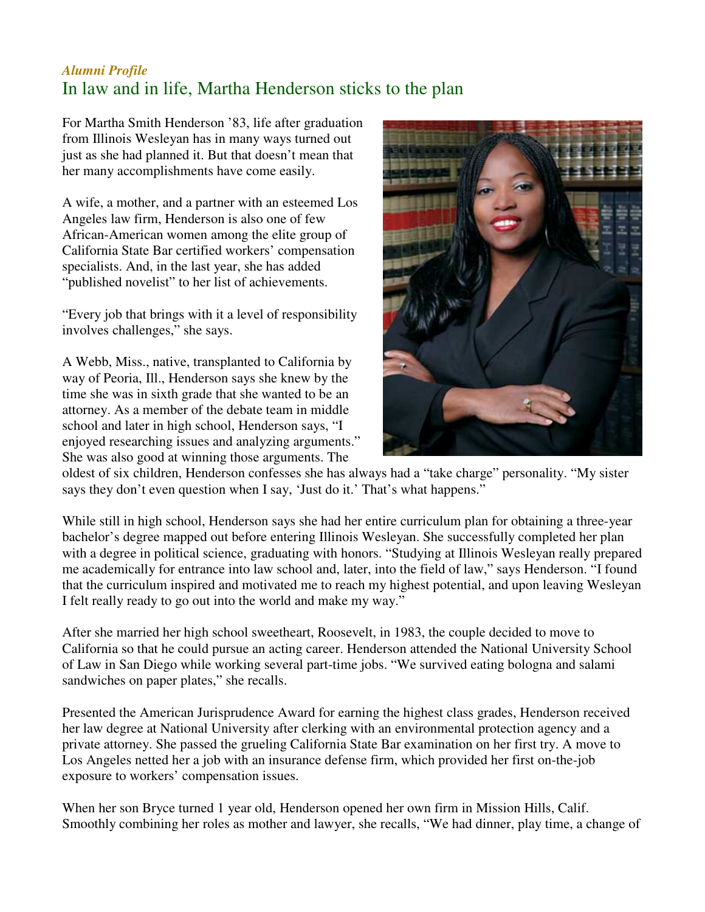*Alumni Profile*

## In law and in life, Martha Henderson sticks to the plan

For Martha Smith Henderson '83, life after graduation from Illinois Wesleyan has in many ways turned out just as she had planned it. But that doesn't mean that her many accomplishments have come easily.

A wife, a mother, and a partner with an esteemed Los Angeles law firm, Henderson is also one of few African-American women among the elite group of California State Bar certified workers' compensation specialists. And, in the last year, she has added "published novelist" to her list of achievements.

"Every job that brings with it a level of responsibility involves challenges," she says.

A Webb, Miss., native, transplanted to California by way of Peoria, Ill., Henderson says she knew by the time she was in sixth grade that she wanted to be an attorney. As a member of the debate team in middle school and later in high school, Henderson says, "I enjoyed researching issues and analyzing arguments." She was also good at winning those arguments. The oldest of six children, Henderson confesses she has always had a "take charge" personality. "My sister says they don't even question when I say, 'Just do it.' That's what happens."

While still in high school, Henderson says she had her entire curriculum plan for obtaining a three-year bachelor's degree mapped out before entering Illinois Wesleyan. She successfully completed her plan with a degree in political science, graduating with honors. "Studying at Illinois Wesleyan really prepared me academically for entrance into law school and, later, into the field of law," says Henderson. "I found that the curriculum inspired and motivated me to reach my highest potential, and upon leaving Wesleyan I felt really ready to go out into the world and make my way."

After she married her high school sweetheart, Roosevelt, in 1983, the couple decided to move to California so that he could pursue an acting career. Henderson attended the National University School of Law in San Diego while working several part-time jobs. "We survived eating bologna and salami sandwiches on paper plates," she recalls.

Presented the American Jurisprudence Award for earning the highest class grades, Henderson received her law degree at National University after clerking with an environmental protection agency and a private attorney. She passed the grueling California State Bar examination on her first try. A move to Los Angeles netted her a job with an insurance defense firm, which provided her first on-the-job exposure to workers' compensation issues.

When her son Bryce turned 1 year old, Henderson opened her own firm in Mission Hills, Calif. Smoothly combining her roles as mother and lawyer, she recalls, "We had dinner, play time, a change of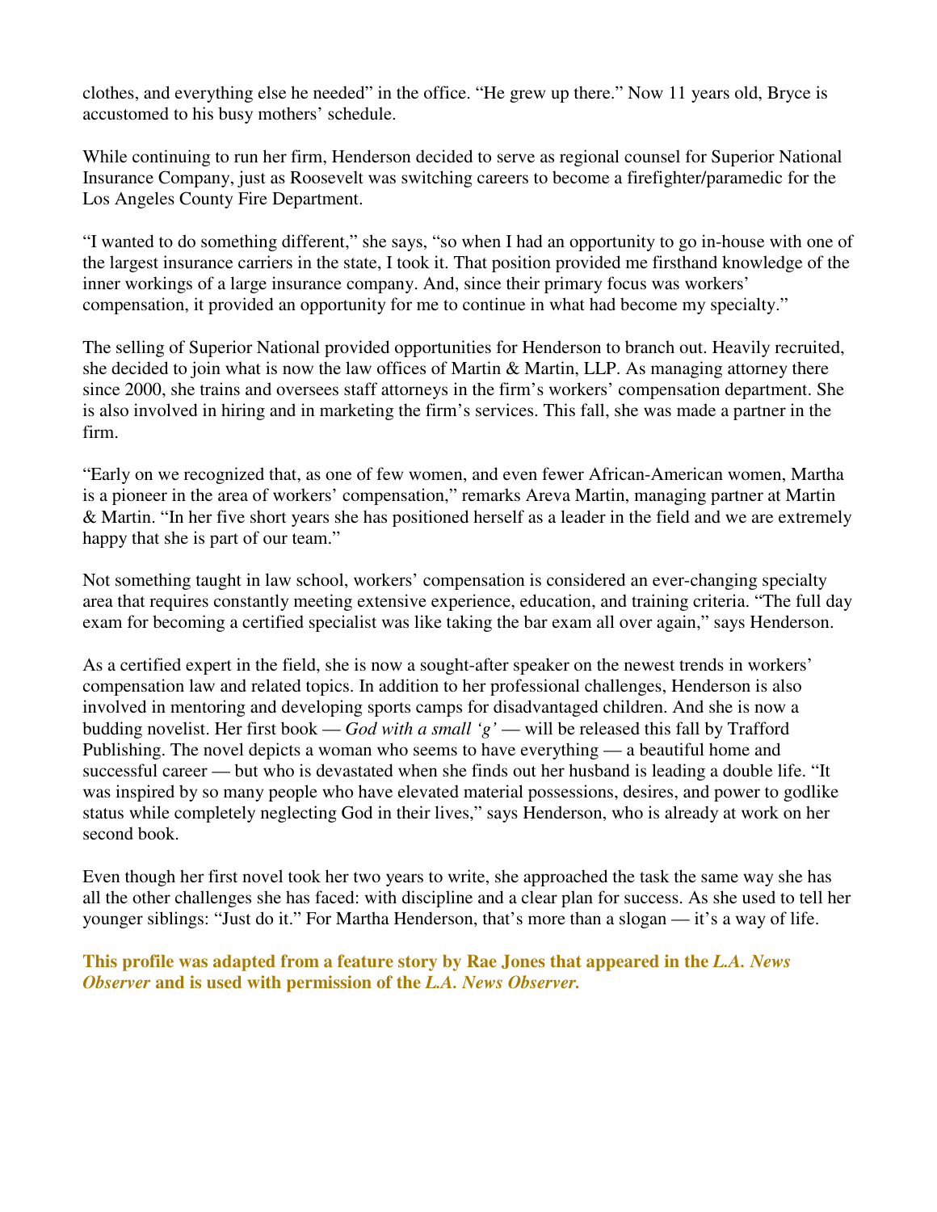clothes, and everything else he needed" in the office. "He grew up there." Now 11 years old, Bryce is accustomed to his busy mothers' schedule.

While continuing to run her firm, Henderson decided to serve as regional counsel for Superior National Insurance Company, just as Roosevelt was switching careers to become a firefighter/paramedic for the Los Angeles County Fire Department.

"I wanted to do something different," she says, "so when I had an opportunity to go in-house with one of the largest insurance carriers in the state, I took it. That position provided me firsthand knowledge of the inner workings of a large insurance company. And, since their primary focus was workers' compensation, it provided an opportunity for me to continue in what had become my specialty."

The selling of Superior National provided opportunities for Henderson to branch out. Heavily recruited, she decided to join what is now the law offices of Martin & Martin, LLP. As managing attorney there since 2000, she trains and oversees staff attorneys in the firm's workers' compensation department. She is also involved in hiring and in marketing the firm's services. This fall, she was made a partner in the firm.

"Early on we recognized that, as one of few women, and even fewer African-American women, Martha is a pioneer in the area of workers' compensation," remarks Areva Martin, managing partner at Martin & Martin. "In her five short years she has positioned herself as a leader in the field and we are extremely happy that she is part of our team."

Not something taught in law school, workers' compensation is considered an ever-changing specialty area that requires constantly meeting extensive experience, education, and training criteria. "The full day exam for becoming a certified specialist was like taking the bar exam all over again," says Henderson.

As a certified expert in the field, she is now a sought-after speaker on the newest trends in workers' compensation law and related topics. In addition to her professional challenges, Henderson is also involved in mentoring and developing sports camps for disadvantaged children. And she is now a budding novelist. Her first book — *God with a small 'g'* — will be released this fall by Trafford Publishing. The novel depicts a woman who seems to have everything — a beautiful home and successful career — but who is devastated when she finds out her husband is leading a double life. "It was inspired by so many people who have elevated material possessions, desires, and power to godlike status while completely neglecting God in their lives," says Henderson, who is already at work on her second book.

Even though her first novel took her two years to write, she approached the task the same way she has all the other challenges she has faced: with discipline and a clear plan for success. As she used to tell her younger siblings: "Just do it." For Martha Henderson, that's more than a slogan — it's a way of life.

**This profile was adapted from a feature story by Rae Jones that appeared in the *L.A. News Observer* and is used with permission of the *L.A. News Observer.***